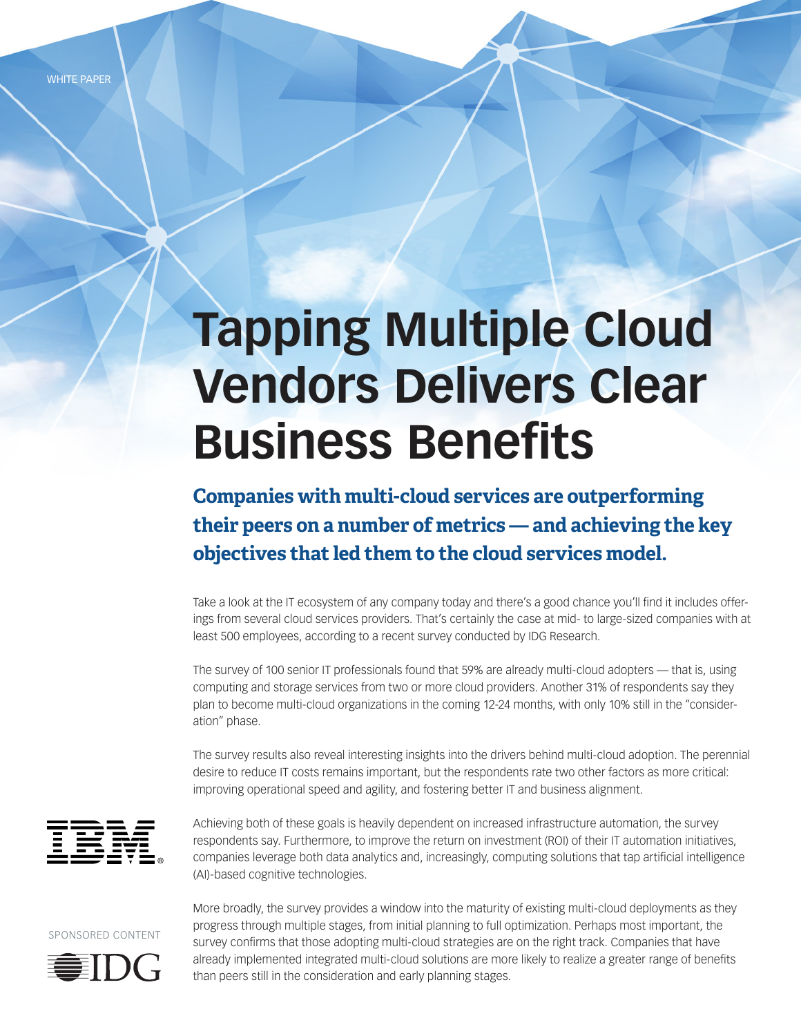WHITE PAPER

# Tapping Multiple Cloud Vendors Delivers Clear Business Benefits

## Companies with multi-cloud services are outperforming their peers on a number of metrics — and achieving the key objectives that led them to the cloud services model.

Take a look at the IT ecosystem of any company today and there's a good chance you'll find it includes offerings from several cloud services providers. That's certainly the case at mid- to large-sized companies with at least 500 employees, according to a recent survey conducted by IDG Research.

The survey of 100 senior IT professionals found that 59% are already multi-cloud adopters — that is, using computing and storage services from two or more cloud providers. Another 31% of respondents say they plan to become multi-cloud organizations in the coming 12-24 months, with only 10% still in the "consideration" phase.

The survey results also reveal interesting insights into the drivers behind multi-cloud adoption. The perennial desire to reduce IT costs remains important, but the respondents rate two other factors as more critical: improving operational speed and agility, and fostering better IT and business alignment.

Achieving both of these goals is heavily dependent on increased infrastructure automation, the survey respondents say. Furthermore, to improve the return on investment (ROI) of their IT automation initiatives, companies leverage both data analytics and, increasingly, computing solutions that tap artificial intelligence (AI)-based cognitive technologies.

More broadly, the survey provides a window into the maturity of existing multi-cloud deployments as they progress through multiple stages, from initial planning to full optimization. Perhaps most important, the survey confirms that those adopting multi-cloud strategies are on the right track. Companies that have already implemented integrated multi-cloud solutions are more likely to realize a greater range of benefits than peers still in the consideration and early planning stages.

SPONSORED CONTENT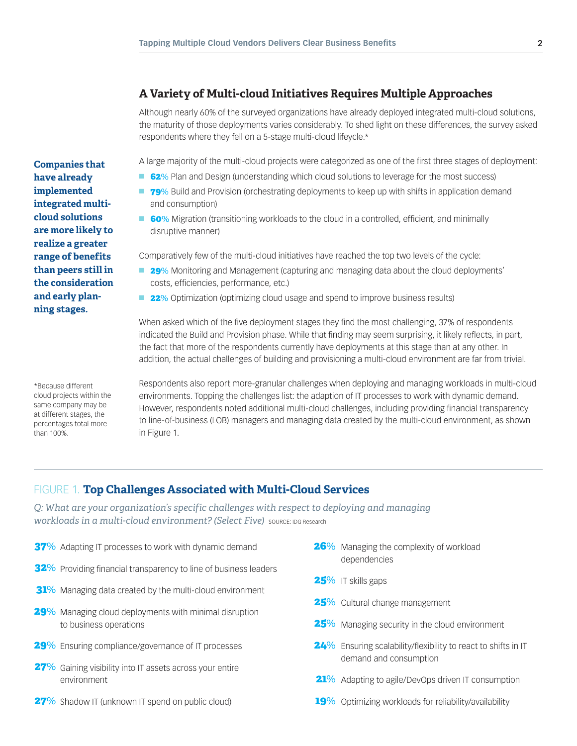## A Variety of Multi-cloud Initiatives Requires Multiple Approaches

Although nearly 60% of the surveyed organizations have already deployed integrated multi-cloud solutions, the maturity of those deployments varies considerably. To shed light on these differences, the survey asked respondents where they fell on a 5-stage multi-cloud lifecycle.*

**Companies that have already implemented integrated multi-cloud solutions are more likely to realize a greater range of benefits than peers still in the consideration and early planning stages.**

A large majority of the multi-cloud projects were categorized as one of the first three stages of deployment:

- **62%** Plan and Design (understanding which cloud solutions to leverage for the most success)
- **79%** Build and Provision (orchestrating deployments to keep up with shifts in application demand and consumption)
- **60%** Migration (transitioning workloads to the cloud in a controlled, efficient, and minimally disruptive manner)

Comparatively few of the multi-cloud initiatives have reached the top two levels of the cycle:

- **29%** Monitoring and Management (capturing and managing data about the cloud deployments' costs, efficiencies, performance, etc.)
- **22%** Optimization (optimizing cloud usage and spend to improve business results)

When asked which of the five deployment stages they find the most challenging, 37% of respondents indicated the Build and Provision phase. While that finding may seem surprising, it likely reflects, in part, the fact that more of the respondents currently have deployments at this stage than at any other. In addition, the actual challenges of building and provisioning a multi-cloud environment are far from trivial.

Respondents also report more-granular challenges when deploying and managing workloads in multi-cloud environments. Topping the challenges list: the adaption of IT processes to work with dynamic demand. However, respondents noted additional multi-cloud challenges, including providing financial transparency to line-of-business (LOB) managers and managing data created by the multi-cloud environment, as shown in Figure 1.

*Because different cloud projects within the same company may be at different stages, the percentages total more than 100%.

### FIGURE 1. Top Challenges Associated with Multi-Cloud Services

*Q: What are your organization's specific challenges with respect to deploying and managing workloads in a multi-cloud environment? (Select Five)* SOURCE: IDG Research

- **37%** Adapting IT processes to work with dynamic demand
- **32%** Providing financial transparency to line of business leaders
- **31%** Managing data created by the multi-cloud environment
- **29%** Managing cloud deployments with minimal disruption to business operations
- **29%** Ensuring compliance/governance of IT processes
- **27%** Gaining visibility into IT assets across your entire environment
- **27%** Shadow IT (unknown IT spend on public cloud)
- **26%** Managing the complexity of workload dependencies
- **25%** IT skills gaps
- **25%** Cultural change management
- **25%** Managing security in the cloud environment
- **24%** Ensuring scalability/flexibility to react to shifts in IT demand and consumption
- **21%** Adapting to agile/DevOps driven IT consumption
- **19%** Optimizing workloads for reliability/availability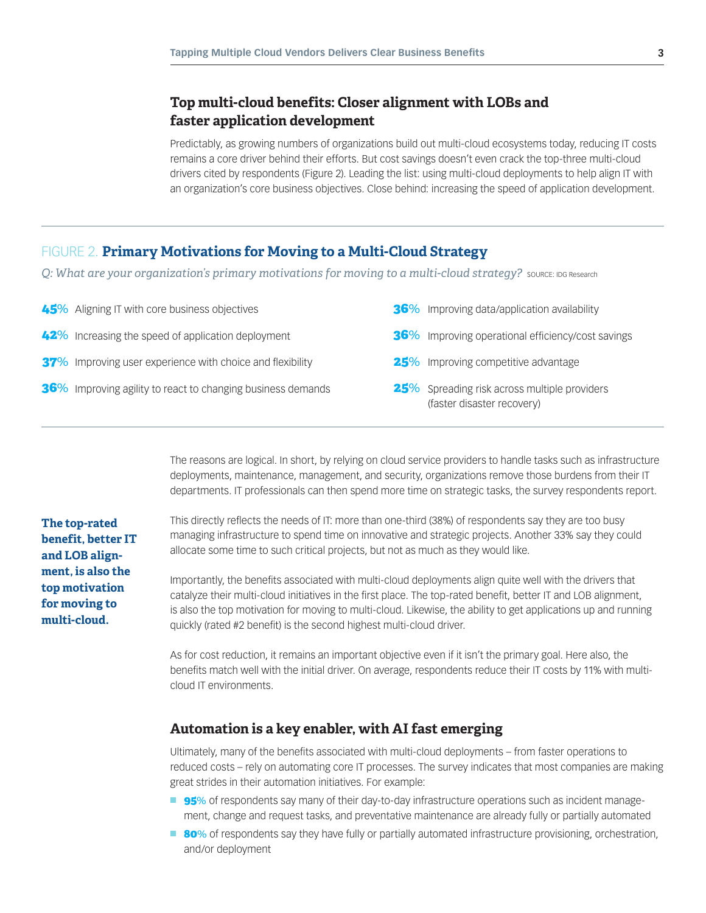## Top multi-cloud benefits: Closer alignment with LOBs and faster application development

Predictably, as growing numbers of organizations build out multi-cloud ecosystems today, reducing IT costs remains a core driver behind their efforts. But cost savings doesn't even crack the top-three multi-cloud drivers cited by respondents (Figure 2). Leading the list: using multi-cloud deployments to help align IT with an organization's core business objectives. Close behind: increasing the speed of application development.

### FIGURE 2. Primary Motivations for Moving to a Multi-Cloud Strategy

*Q: What are your organization's primary motivations for moving to a multi-cloud strategy?* SOURCE: IDG Research

- **45%** Aligning IT with core business objectives
- **42%** Increasing the speed of application deployment
- **37%** Improving user experience with choice and flexibility
- **36%** Improving agility to react to changing business demands
- **36%** Improving data/application availability
- **36%** Improving operational efficiency/cost savings
- **25%** Improving competitive advantage
- **25%** Spreading risk across multiple providers (faster disaster recovery)

The reasons are logical. In short, by relying on cloud service providers to handle tasks such as infrastructure deployments, maintenance, management, and security, organizations remove those burdens from their IT departments. IT professionals can then spend more time on strategic tasks, the survey respondents report.

This directly reflects the needs of IT: more than one-third (38%) of respondents say they are too busy managing infrastructure to spend time on innovative and strategic projects. Another 33% say they could allocate some time to such critical projects, but not as much as they would like.

**The top-rated benefit, better IT and LOB alignment, is also the top motivation for moving to multi-cloud.**

Importantly, the benefits associated with multi-cloud deployments align quite well with the drivers that catalyze their multi-cloud initiatives in the first place. The top-rated benefit, better IT and LOB alignment, is also the top motivation for moving to multi-cloud. Likewise, the ability to get applications up and running quickly (rated #2 benefit) is the second highest multi-cloud driver.

As for cost reduction, it remains an important objective even if it isn't the primary goal. Here also, the benefits match well with the initial driver. On average, respondents reduce their IT costs by 11% with multi-cloud IT environments.

## Automation is a key enabler, with AI fast emerging

Ultimately, many of the benefits associated with multi-cloud deployments – from faster operations to reduced costs – rely on automating core IT processes. The survey indicates that most companies are making great strides in their automation initiatives. For example:

- **95%** of respondents say many of their day-to-day infrastructure operations such as incident management, change and request tasks, and preventative maintenance are already fully or partially automated
- **80%** of respondents say they have fully or partially automated infrastructure provisioning, orchestration, and/or deployment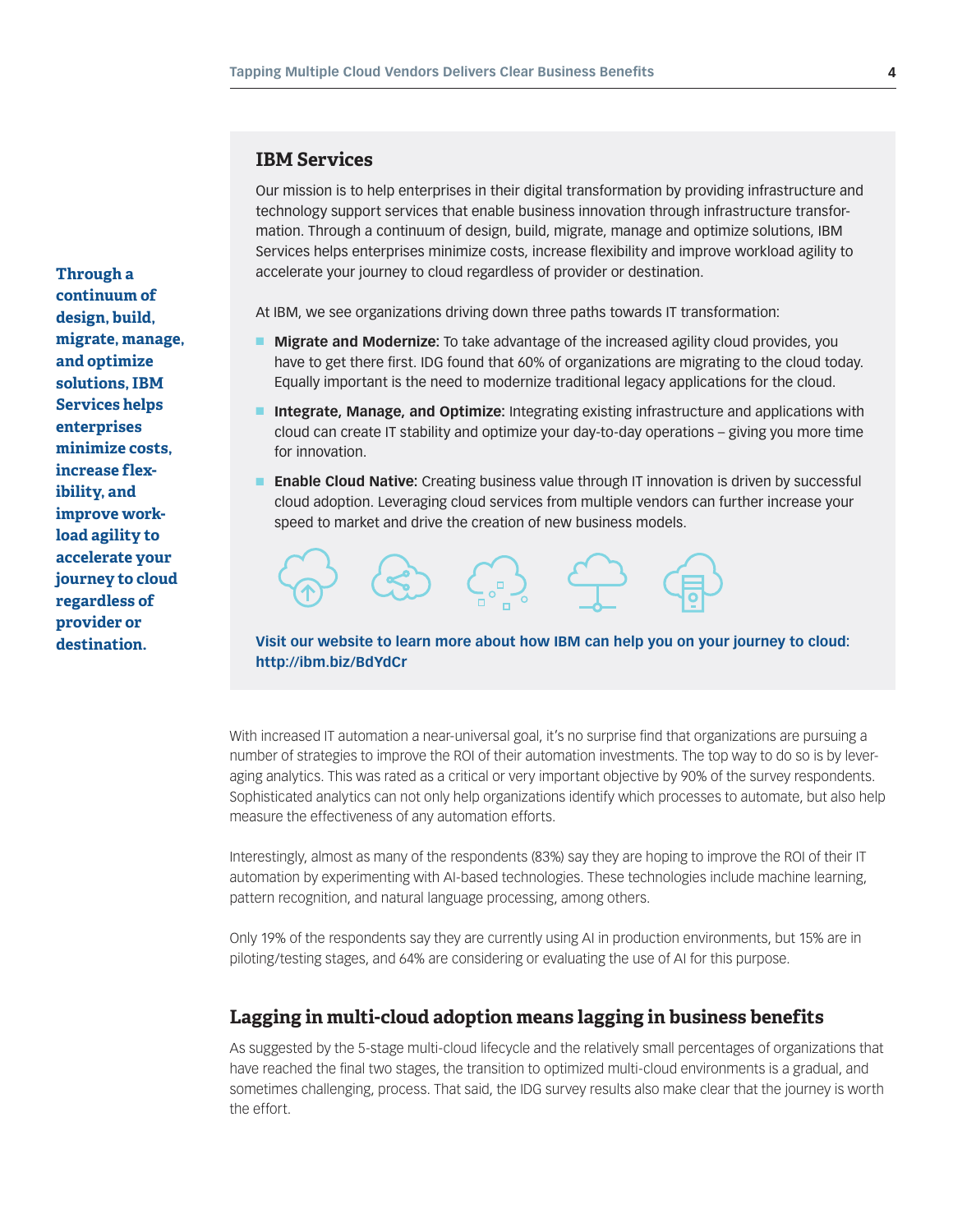Through a continuum of design, build, migrate, manage, and optimize solutions, IBM Services helps enterprises minimize costs, increase flexibility, and improve workload agility to accelerate your journey to cloud regardless of provider or destination.

## IBM Services

Our mission is to help enterprises in their digital transformation by providing infrastructure and technology support services that enable business innovation through infrastructure transformation. Through a continuum of design, build, migrate, manage and optimize solutions, IBM Services helps enterprises minimize costs, increase flexibility and improve workload agility to accelerate your journey to cloud regardless of provider or destination.

At IBM, we see organizations driving down three paths towards IT transformation:

- **Migrate and Modernize:** To take advantage of the increased agility cloud provides, you have to get there first. IDG found that 60% of organizations are migrating to the cloud today. Equally important is the need to modernize traditional legacy applications for the cloud.
- **Integrate, Manage, and Optimize:** Integrating existing infrastructure and applications with cloud can create IT stability and optimize your day-to-day operations – giving you more time for innovation.
- **Enable Cloud Native:** Creating business value through IT innovation is driven by successful cloud adoption. Leveraging cloud services from multiple vendors can further increase your speed to market and drive the creation of new business models.

**Visit our website to learn more about how IBM can help you on your journey to cloud: http://ibm.biz/BdYdCr**

With increased IT automation a near-universal goal, it's no surprise find that organizations are pursuing a number of strategies to improve the ROI of their automation investments. The top way to do so is by leveraging analytics. This was rated as a critical or very important objective by 90% of the survey respondents. Sophisticated analytics can not only help organizations identify which processes to automate, but also help measure the effectiveness of any automation efforts.

Interestingly, almost as many of the respondents (83%) say they are hoping to improve the ROI of their IT automation by experimenting with AI-based technologies. These technologies include machine learning, pattern recognition, and natural language processing, among others.

Only 19% of the respondents say they are currently using AI in production environments, but 15% are in piloting/testing stages, and 64% are considering or evaluating the use of AI for this purpose.

## Lagging in multi-cloud adoption means lagging in business benefits

As suggested by the 5-stage multi-cloud lifecycle and the relatively small percentages of organizations that have reached the final two stages, the transition to optimized multi-cloud environments is a gradual, and sometimes challenging, process. That said, the IDG survey results also make clear that the journey is worth the effort.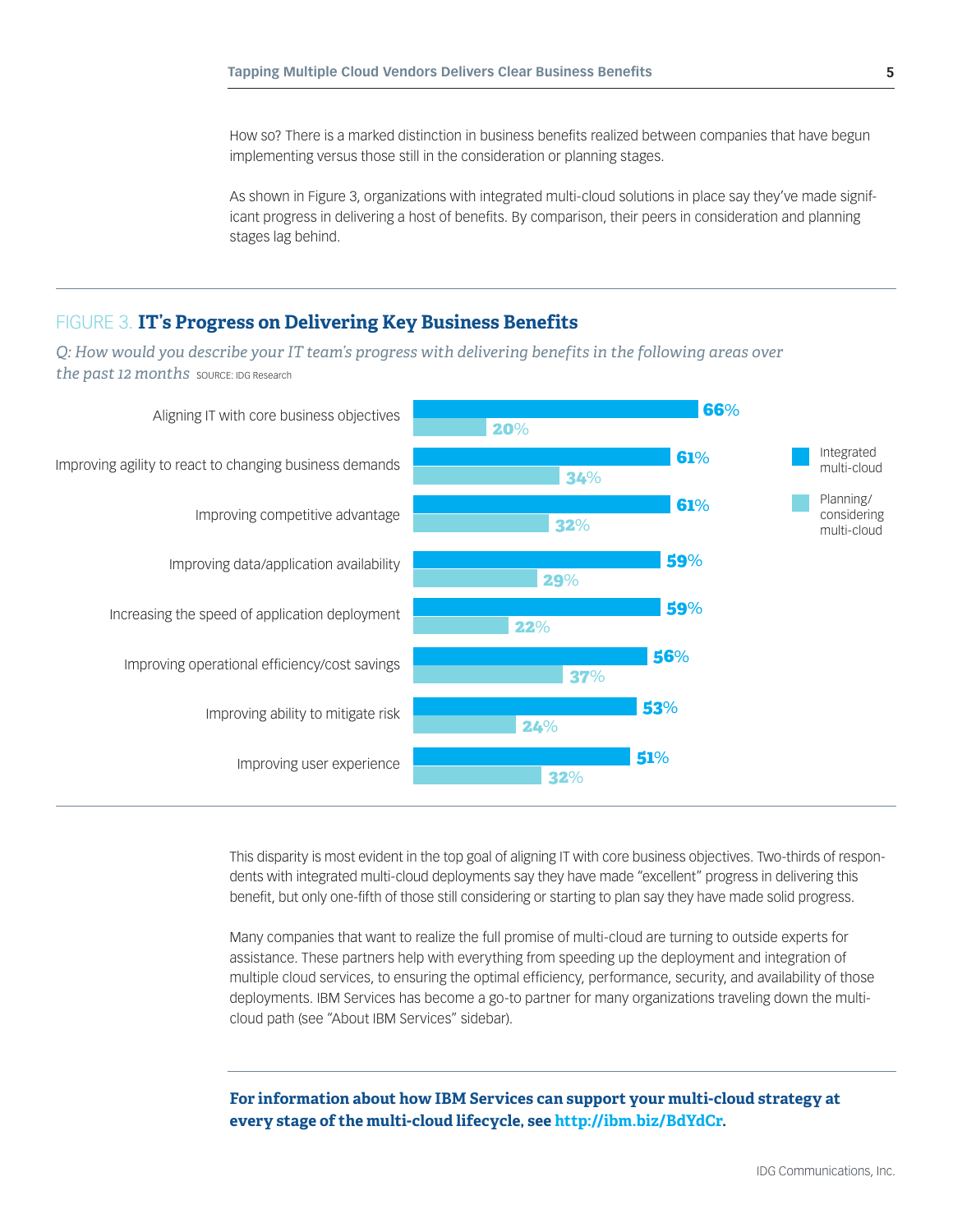How so? There is a marked distinction in business benefits realized between companies that have begun implementing versus those still in the consideration or planning stages.

As shown in Figure 3, organizations with integrated multi-cloud solutions in place say they've made significant progress in delivering a host of benefits. By comparison, their peers in consideration and planning stages lag behind.

## FIGURE 3. **IT's Progress on Delivering Key Business Benefits**

*Q: How would you describe your IT team's progress with delivering benefits in the following areas over the past 12 months* SOURCE: IDG Research

Integrated multi-cloud
Planning/considering multi-cloud

Aligning IT with core business objectives
66%
20%

Improving agility to react to changing business demands
61%
34%

Improving competitive advantage
61%
32%

Improving data/application availability
59%
29%

Increasing the speed of application deployment
59%
22%

Improving operational efficiency/cost savings
56%
37%

Improving ability to mitigate risk
53%
24%

Improving user experience
51%
32%

This disparity is most evident in the top goal of aligning IT with core business objectives. Two-thirds of respondents with integrated multi-cloud deployments say they have made "excellent" progress in delivering this benefit, but only one-fifth of those still considering or starting to plan say they have made solid progress.

Many companies that want to realize the full promise of multi-cloud are turning to outside experts for assistance. These partners help with everything from speeding up the deployment and integration of multiple cloud services, to ensuring the optimal efficiency, performance, security, and availability of those deployments. IBM Services has become a go-to partner for many organizations traveling down the multi-cloud path (see "About IBM Services" sidebar).

**For information about how IBM Services can support your multi-cloud strategy at every stage of the multi-cloud lifecycle, see http://ibm.biz/BdYdCr.**

IDG Communications, Inc.